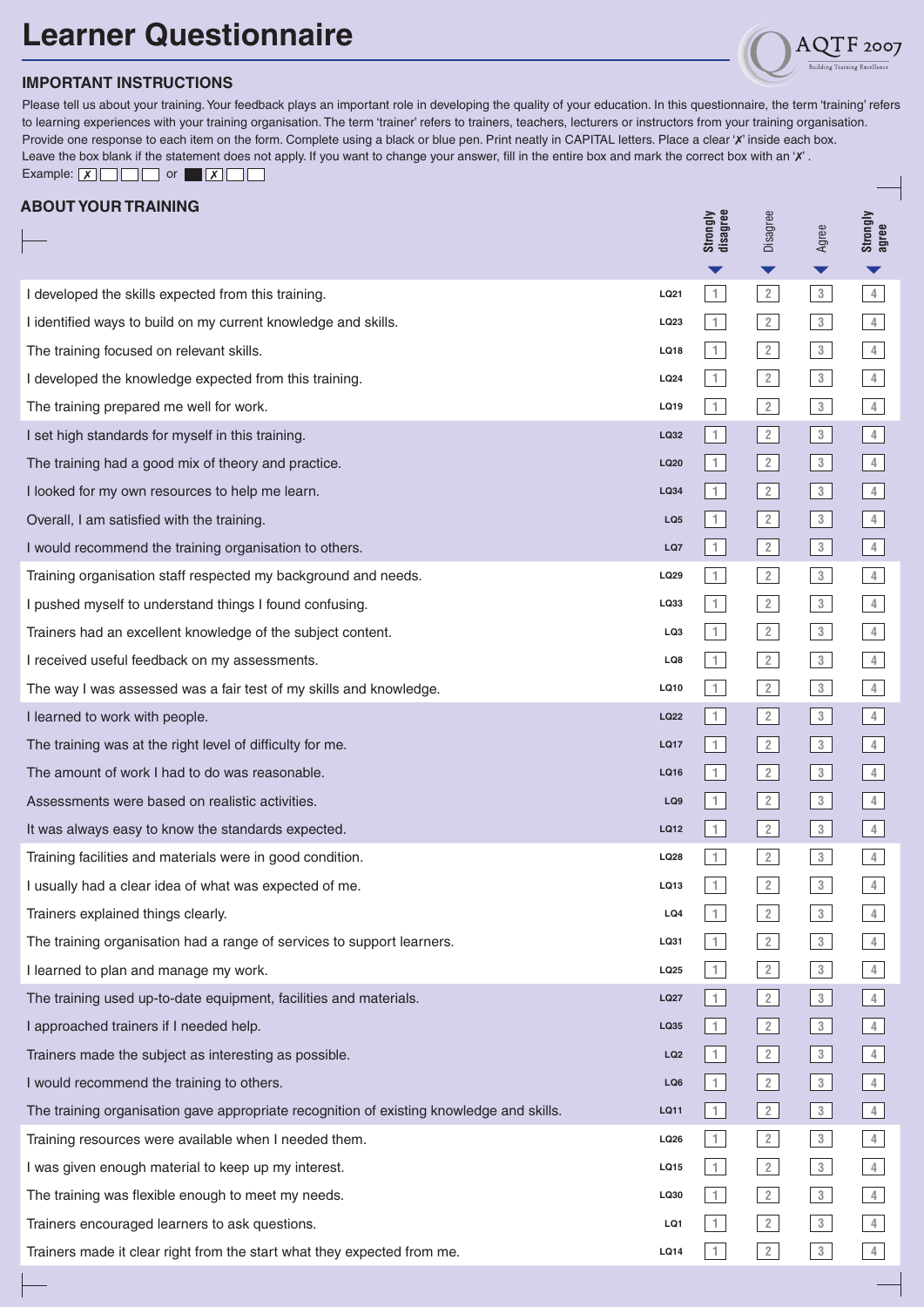# Learner Questionnaire

AQTF 2007
Building Training Excellence

## IMPORTANT INSTRUCTIONS

Please tell us about your training. Your feedback plays an important role in developing the quality of your education. In this questionnaire, the term 'training' refers to learning experiences with your training organisation. The term 'trainer' refers to trainers, teachers, lecturers or instructors from your training organisation. Provide one response to each item on the form. Complete using a black or blue pen. Print neatly in CAPITAL letters. Place a clear '✗' inside each box. Leave the box blank if the statement does not apply. If you want to change your answer, fill in the entire box and mark the correct box with an '✗'.

Example: ☒ ☐ ☐ ☐ or ■ ☒ ☐ ☐

## ABOUT YOUR TRAINING

| Statement | Code | Strongly disagree | Disagree | Agree | Strongly agree |
|---|---|---|---|---|---|
| I developed the skills expected from this training. | LQ21 | 1 | 2 | 3 | 4 |
| I identified ways to build on my current knowledge and skills. | LQ23 | 1 | 2 | 3 | 4 |
| The training focused on relevant skills. | LQ18 | 1 | 2 | 3 | 4 |
| I developed the knowledge expected from this training. | LQ24 | 1 | 2 | 3 | 4 |
| The training prepared me well for work. | LQ19 | 1 | 2 | 3 | 4 |
| I set high standards for myself in this training. | LQ32 | 1 | 2 | 3 | 4 |
| The training had a good mix of theory and practice. | LQ20 | 1 | 2 | 3 | 4 |
| I looked for my own resources to help me learn. | LQ34 | 1 | 2 | 3 | 4 |
| Overall, I am satisfied with the training. | LQ5 | 1 | 2 | 3 | 4 |
| I would recommend the training organisation to others. | LQ7 | 1 | 2 | 3 | 4 |
| Training organisation staff respected my background and needs. | LQ29 | 1 | 2 | 3 | 4 |
| I pushed myself to understand things I found confusing. | LQ33 | 1 | 2 | 3 | 4 |
| Trainers had an excellent knowledge of the subject content. | LQ3 | 1 | 2 | 3 | 4 |
| I received useful feedback on my assessments. | LQ8 | 1 | 2 | 3 | 4 |
| The way I was assessed was a fair test of my skills and knowledge. | LQ10 | 1 | 2 | 3 | 4 |
| I learned to work with people. | LQ22 | 1 | 2 | 3 | 4 |
| The training was at the right level of difficulty for me. | LQ17 | 1 | 2 | 3 | 4 |
| The amount of work I had to do was reasonable. | LQ16 | 1 | 2 | 3 | 4 |
| Assessments were based on realistic activities. | LQ9 | 1 | 2 | 3 | 4 |
| It was always easy to know the standards expected. | LQ12 | 1 | 2 | 3 | 4 |
| Training facilities and materials were in good condition. | LQ28 | 1 | 2 | 3 | 4 |
| I usually had a clear idea of what was expected of me. | LQ13 | 1 | 2 | 3 | 4 |
| Trainers explained things clearly. | LQ4 | 1 | 2 | 3 | 4 |
| The training organisation had a range of services to support learners. | LQ31 | 1 | 2 | 3 | 4 |
| I learned to plan and manage my work. | LQ25 | 1 | 2 | 3 | 4 |
| The training used up-to-date equipment, facilities and materials. | LQ27 | 1 | 2 | 3 | 4 |
| I approached trainers if I needed help. | LQ35 | 1 | 2 | 3 | 4 |
| Trainers made the subject as interesting as possible. | LQ2 | 1 | 2 | 3 | 4 |
| I would recommend the training to others. | LQ6 | 1 | 2 | 3 | 4 |
| The training organisation gave appropriate recognition of existing knowledge and skills. | LQ11 | 1 | 2 | 3 | 4 |
| Training resources were available when I needed them. | LQ26 | 1 | 2 | 3 | 4 |
| I was given enough material to keep up my interest. | LQ15 | 1 | 2 | 3 | 4 |
| The training was flexible enough to meet my needs. | LQ30 | 1 | 2 | 3 | 4 |
| Trainers encouraged learners to ask questions. | LQ1 | 1 | 2 | 3 | 4 |
| Trainers made it clear right from the start what they expected from me. | LQ14 | 1 | 2 | 3 | 4 |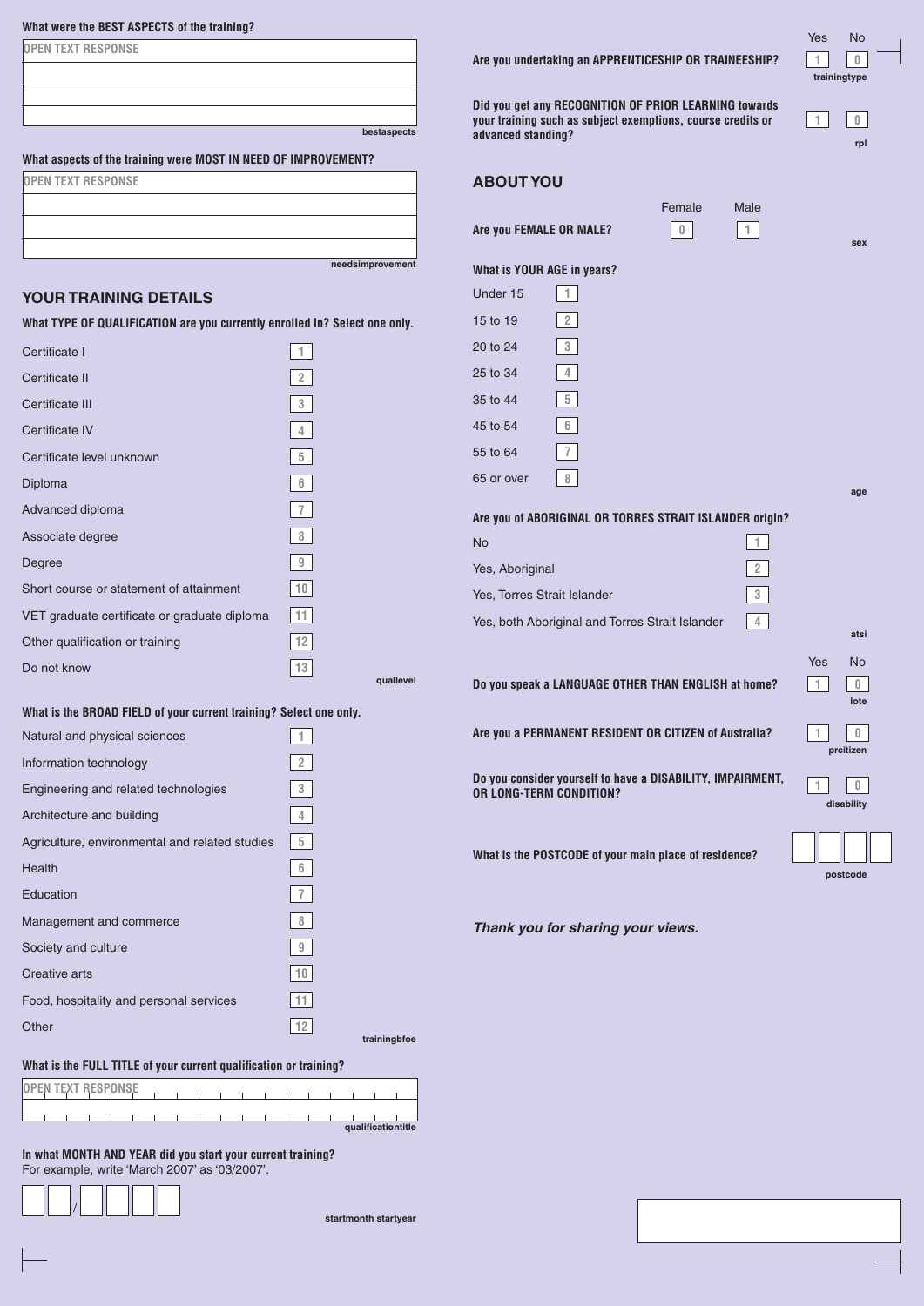**What were the BEST ASPECTS of the training?**

OPEN TEXT RESPONSE

bestaspects

**What aspects of the training were MOST IN NEED OF IMPROVEMENT?**

OPEN TEXT RESPONSE

needsimprovement

## YOUR TRAINING DETAILS

**What TYPE OF QUALIFICATION are you currently enrolled in? Select one only.**

| | |
|---|---|
| Certificate I | 1 |
| Certificate II | 2 |
| Certificate III | 3 |
| Certificate IV | 4 |
| Certificate level unknown | 5 |
| Diploma | 6 |
| Advanced diploma | 7 |
| Associate degree | 8 |
| Degree | 9 |
| Short course or statement of attainment | 10 |
| VET graduate certificate or graduate diploma | 11 |
| Other qualification or training | 12 |
| Do not know | 13 |

quallevel

**What is the BROAD FIELD of your current training? Select one only.**

| | |
|---|---|
| Natural and physical sciences | 1 |
| Information technology | 2 |
| Engineering and related technologies | 3 |
| Architecture and building | 4 |
| Agriculture, environmental and related studies | 5 |
| Health | 6 |
| Education | 7 |
| Management and commerce | 8 |
| Society and culture | 9 |
| Creative arts | 10 |
| Food, hospitality and personal services | 11 |
| Other | 12 |

trainingbfoe

**What is the FULL TITLE of your current qualification or training?**

OPEN TEXT RESPONSE

qualificationtitle

**In what MONTH AND YEAR did you start your current training?**
For example, write 'March 2007' as '03/2007'.

__ __ / __ __ __ __

startmonth startyear

| | Yes | No |
|---|---|---|
| **Are you undertaking an APPRENTICESHIP OR TRAINEESHIP?** | 1 | 0 |

trainingtype

| | | |
|---|---|---|
| **Did you get any RECOGNITION OF PRIOR LEARNING towards your training such as subject exemptions, course credits or advanced standing?** | 1 | 0 |

rpl

## ABOUT YOU

| | Female | Male |
|---|---|---|
| **Are you FEMALE OR MALE?** | 0 | 1 |

sex

**What is YOUR AGE in years?**

| | |
|---|---|
| Under 15 | 1 |
| 15 to 19 | 2 |
| 20 to 24 | 3 |
| 25 to 34 | 4 |
| 35 to 44 | 5 |
| 45 to 54 | 6 |
| 55 to 64 | 7 |
| 65 or over | 8 |

age

**Are you of ABORIGINAL OR TORRES STRAIT ISLANDER origin?**

| | |
|---|---|
| No | 1 |
| Yes, Aboriginal | 2 |
| Yes, Torres Strait Islander | 3 |
| Yes, both Aboriginal and Torres Strait Islander | 4 |

atsi

| | Yes | No |
|---|---|---|
| **Do you speak a LANGUAGE OTHER THAN ENGLISH at home?** | 1 | 0 |

lote

| | | |
|---|---|---|
| **Are you a PERMANENT RESIDENT OR CITIZEN of Australia?** | 1 | 0 |

prcitizen

| | | |
|---|---|---|
| **Do you consider yourself to have a DISABILITY, IMPAIRMENT, OR LONG-TERM CONDITION?** | 1 | 0 |

disability

**What is the POSTCODE of your main place of residence?**

postcode

***Thank you for sharing your views.***